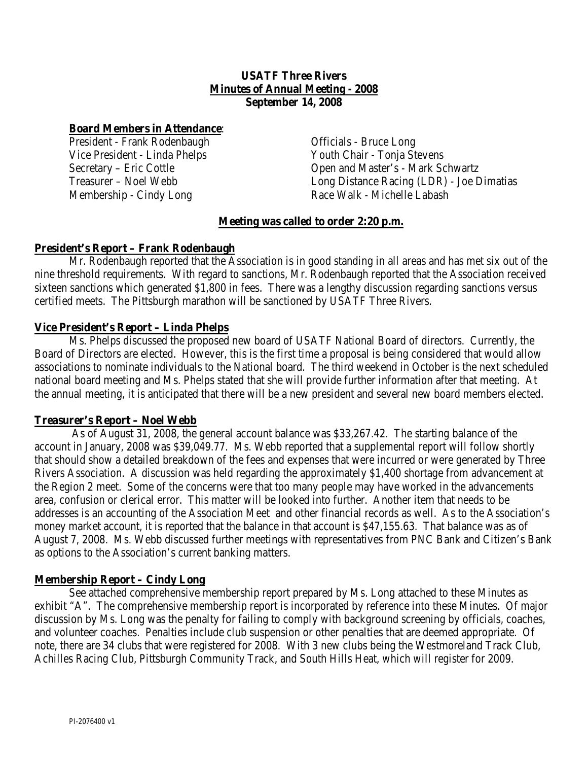**USATF Three Rivers**
**Minutes of Annual Meeting - 2008**
**September 14, 2008**

**Board Members in Attendance**:

President - Frank Rodenbaugh
Vice President - Linda Phelps
Secretary – Eric Cottle
Treasurer – Noel Webb
Membership - Cindy Long
Officials - Bruce Long
Youth Chair - Tonja Stevens
Open and Master's - Mark Schwartz
Long Distance Racing (LDR) - Joe Dimatias
Race Walk - Michelle Labash

**Meeting was called to order 2:20 p.m.**

## President's Report – Frank Rodenbaugh

Mr. Rodenbaugh reported that the Association is in good standing in all areas and has met six out of the nine threshold requirements. With regard to sanctions, Mr. Rodenbaugh reported that the Association received sixteen sanctions which generated $1,800 in fees. There was a lengthy discussion regarding sanctions versus certified meets. The Pittsburgh marathon will be sanctioned by USATF Three Rivers.

## Vice President's Report – Linda Phelps

Ms. Phelps discussed the proposed new board of USATF National Board of directors. Currently, the Board of Directors are elected. However, this is the first time a proposal is being considered that would allow associations to nominate individuals to the National board. The third weekend in October is the next scheduled national board meeting and Ms. Phelps stated that she will provide further information after that meeting. At the annual meeting, it is anticipated that there will be a new president and several new board members elected.

## Treasurer's Report – Noel Webb

As of August 31, 2008, the general account balance was $33,267.42. The starting balance of the account in January, 2008 was $39,049.77. Ms. Webb reported that a supplemental report will follow shortly that should show a detailed breakdown of the fees and expenses that were incurred or were generated by Three Rivers Association. A discussion was held regarding the approximately $1,400 shortage from advancement at the Region 2 meet. Some of the concerns were that too many people may have worked in the advancements area, confusion or clerical error. This matter will be looked into further. Another item that needs to be addresses is an accounting of the Association Meet and other financial records as well. As to the Association's money market account, it is reported that the balance in that account is $47,155.63. That balance was as of August 7, 2008. Ms. Webb discussed further meetings with representatives from PNC Bank and Citizen's Bank as options to the Association's current banking matters.

## Membership Report – Cindy Long

See attached comprehensive membership report prepared by Ms. Long attached to these Minutes as exhibit "A". The comprehensive membership report is incorporated by reference into these Minutes. Of major discussion by Ms. Long was the penalty for failing to comply with background screening by officials, coaches, and volunteer coaches. Penalties include club suspension or other penalties that are deemed appropriate. Of note, there are 34 clubs that were registered for 2008. With 3 new clubs being the Westmoreland Track Club, Achilles Racing Club, Pittsburgh Community Track, and South Hills Heat, which will register for 2009.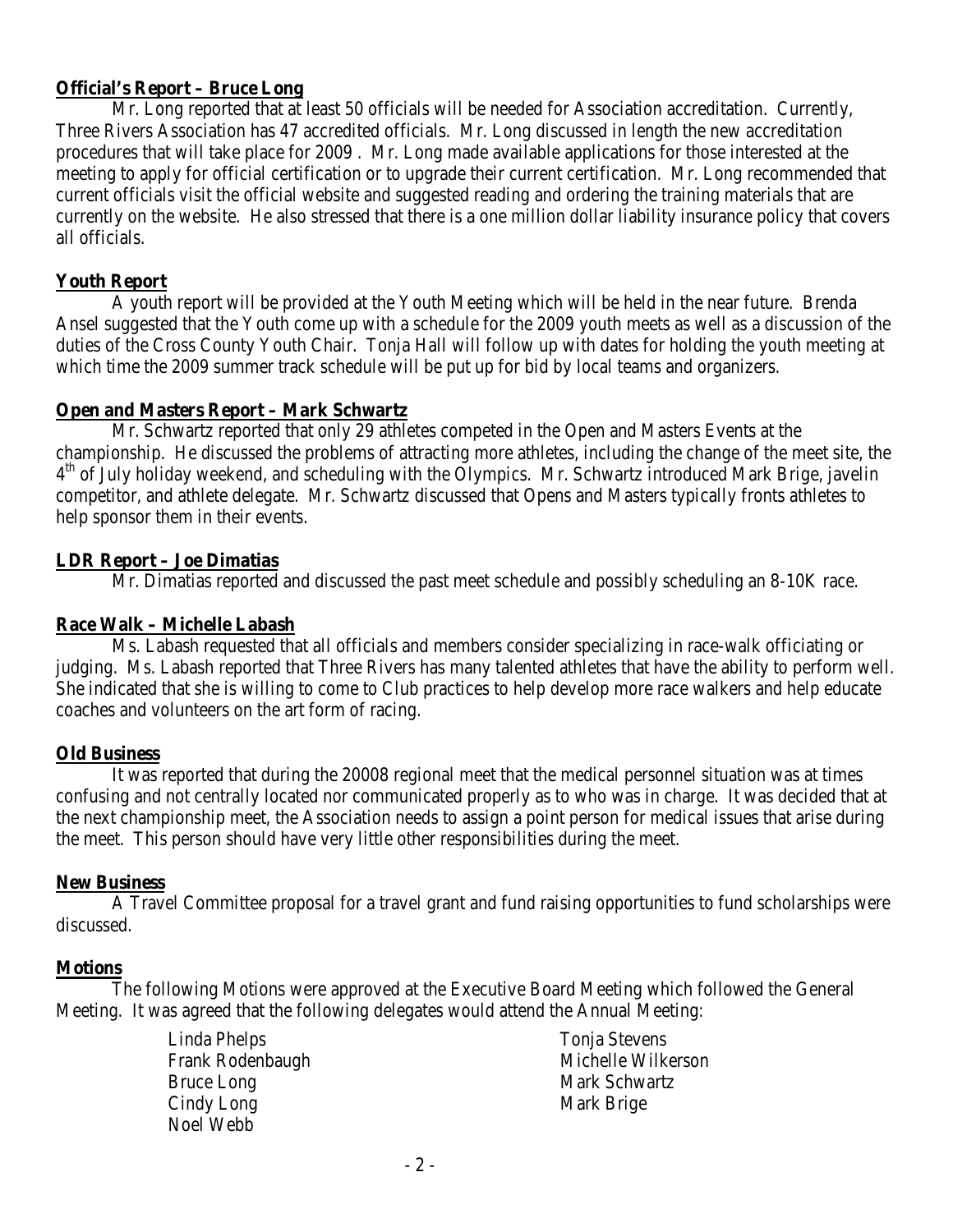**Official's Report – Bruce Long**

Mr. Long reported that at least 50 officials will be needed for Association accreditation. Currently, Three Rivers Association has 47 accredited officials. Mr. Long discussed in length the new accreditation procedures that will take place for 2009 . Mr. Long made available applications for those interested at the meeting to apply for official certification or to upgrade their current certification. Mr. Long recommended that current officials visit the official website and suggested reading and ordering the training materials that are currently on the website. He also stressed that there is a one million dollar liability insurance policy that covers all officials.

**Youth Report**

A youth report will be provided at the Youth Meeting which will be held in the near future. Brenda Ansel suggested that the Youth come up with a schedule for the 2009 youth meets as well as a discussion of the duties of the Cross County Youth Chair. Tonja Hall will follow up with dates for holding the youth meeting at which time the 2009 summer track schedule will be put up for bid by local teams and organizers.

**Open and Masters Report – Mark Schwartz**

Mr. Schwartz reported that only 29 athletes competed in the Open and Masters Events at the championship. He discussed the problems of attracting more athletes, including the change of the meet site, the 4th of July holiday weekend, and scheduling with the Olympics. Mr. Schwartz introduced Mark Brige, javelin competitor, and athlete delegate. Mr. Schwartz discussed that Opens and Masters typically fronts athletes to help sponsor them in their events.

**LDR Report – Joe Dimatias**

Mr. Dimatias reported and discussed the past meet schedule and possibly scheduling an 8-10K race.

**Race Walk – Michelle Labash**

Ms. Labash requested that all officials and members consider specializing in race-walk officiating or judging. Ms. Labash reported that Three Rivers has many talented athletes that have the ability to perform well. She indicated that she is willing to come to Club practices to help develop more race walkers and help educate coaches and volunteers on the art form of racing.

**Old Business**

It was reported that during the 20008 regional meet that the medical personnel situation was at times confusing and not centrally located nor communicated properly as to who was in charge. It was decided that at the next championship meet, the Association needs to assign a point person for medical issues that arise during the meet. This person should have very little other responsibilities during the meet.

**New Business**

A Travel Committee proposal for a travel grant and fund raising opportunities to fund scholarships were discussed.

**Motions**

The following Motions were approved at the Executive Board Meeting which followed the General Meeting. It was agreed that the following delegates would attend the Annual Meeting:

- Linda Phelps
- Frank Rodenbaugh
- Bruce Long
- Cindy Long
- Noel Webb
- Tonja Stevens
- Michelle Wilkerson
- Mark Schwartz
- Mark Brige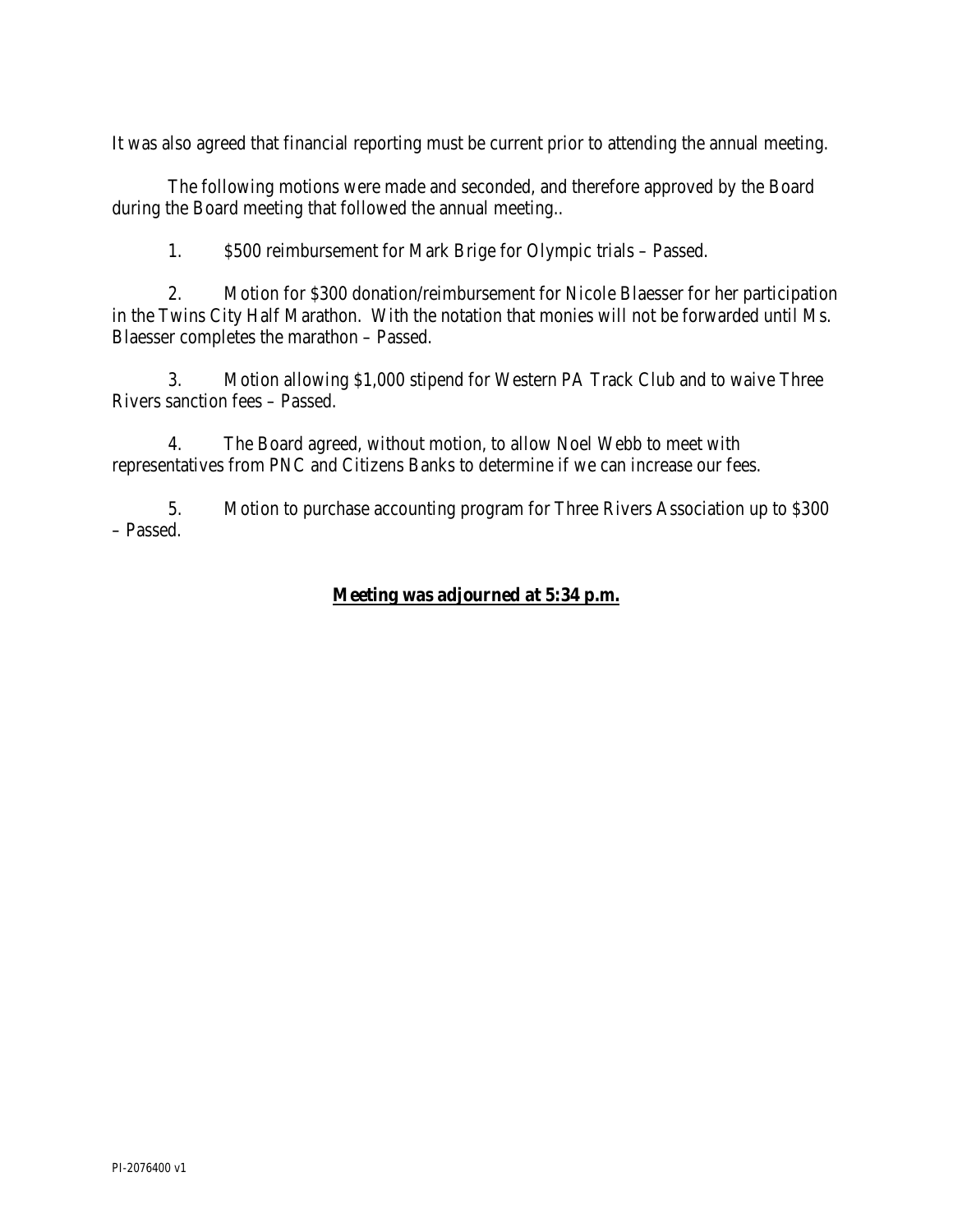It was also agreed that financial reporting must be current prior to attending the annual meeting.

The following motions were made and seconded, and therefore approved by the Board during the Board meeting that followed the annual meeting..

1. $500 reimbursement for Mark Brige for Olympic trials – Passed.

2. Motion for $300 donation/reimbursement for Nicole Blaesser for her participation in the Twins City Half Marathon. With the notation that monies will not be forwarded until Ms. Blaesser completes the marathon – Passed.

3. Motion allowing $1,000 stipend for Western PA Track Club and to waive Three Rivers sanction fees – Passed.

4. The Board agreed, without motion, to allow Noel Webb to meet with representatives from PNC and Citizens Banks to determine if we can increase our fees.

5. Motion to purchase accounting program for Three Rivers Association up to $300 – Passed.

**Meeting was adjourned at 5:34 p.m.**

PI-2076400 v1